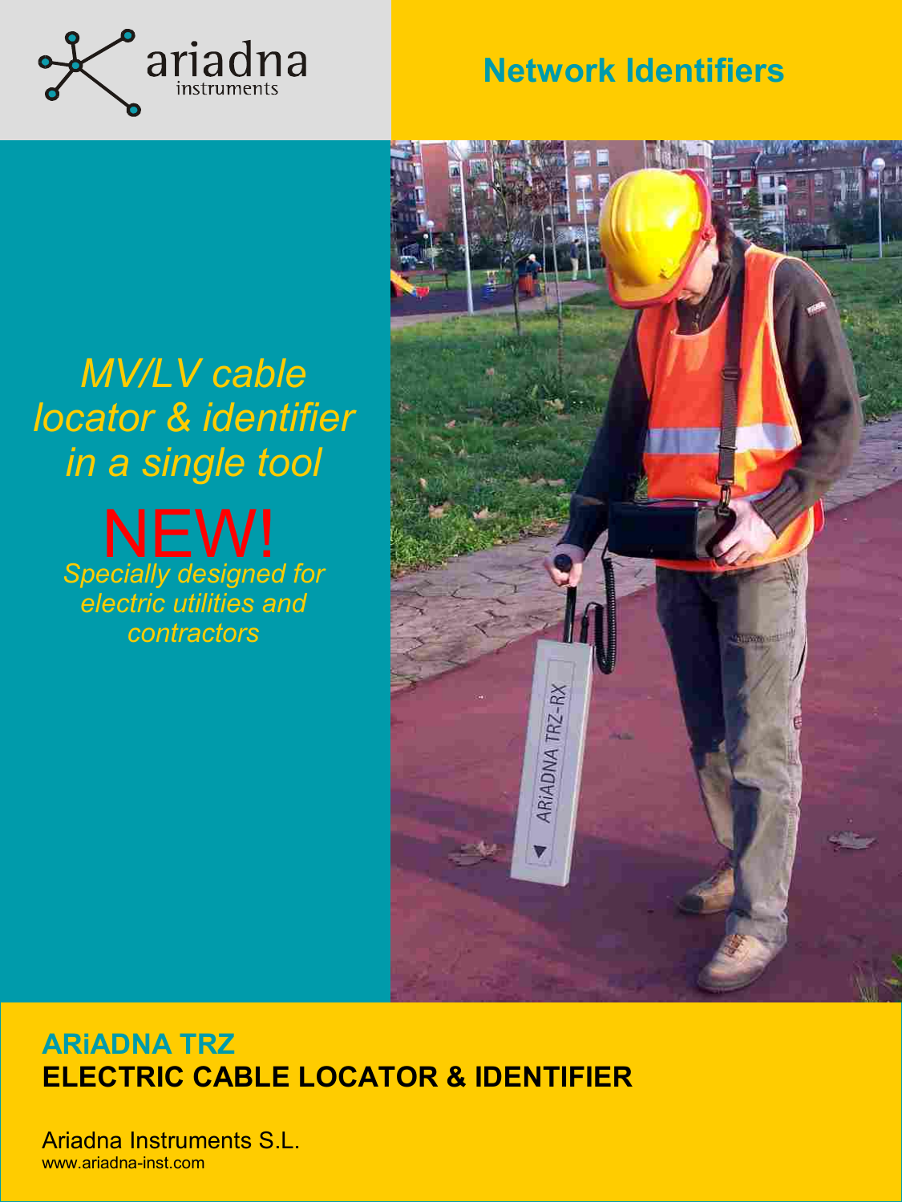ariadna instruments

## Network Identifiers

*MV/LV cable locator & identifier in a single tool*

NEW!

*Specially designed for electric utilities and contractors*

## ARiADNA TRZ
## ELECTRIC CABLE LOCATOR & IDENTIFIER

Ariadna Instruments S.L.
www.ariadna-inst.com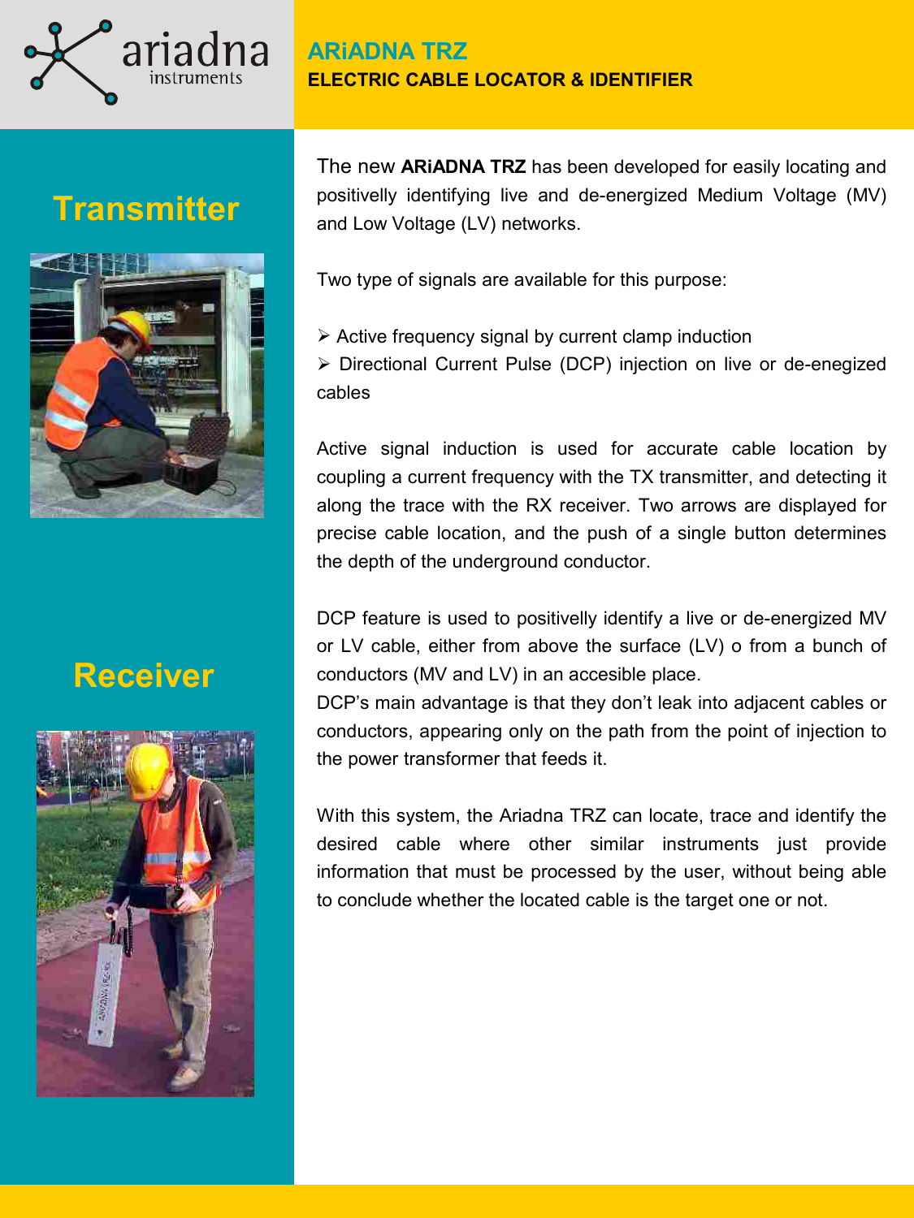# ARiADNA TRZ

## ELECTRIC CABLE LOCATOR & IDENTIFIER

## Transmitter

## Receiver

The new **ARiADNA TRZ** has been developed for easily locating and positivelly identifying live and de-energized Medium Voltage (MV) and Low Voltage (LV) networks.

Two type of signals are available for this purpose:

- Active frequency signal by current clamp induction
- Directional Current Pulse (DCP) injection on live or de-enegized cables

Active signal induction is used for accurate cable location by coupling a current frequency with the TX transmitter, and detecting it along the trace with the RX receiver. Two arrows are displayed for precise cable location, and the push of a single button determines the depth of the underground conductor.

DCP feature is used to positivelly identify a live or de-energized MV or LV cable, either from above the surface (LV) o from a bunch of conductors (MV and LV) in an accesible place.

DCP's main advantage is that they don't leak into adjacent cables or conductors, appearing only on the path from the point of injection to the power transformer that feeds it.

With this system, the Ariadna TRZ can locate, trace and identify the desired cable where other similar instruments just provide information that must be processed by the user, without being able to conclude whether the located cable is the target one or not.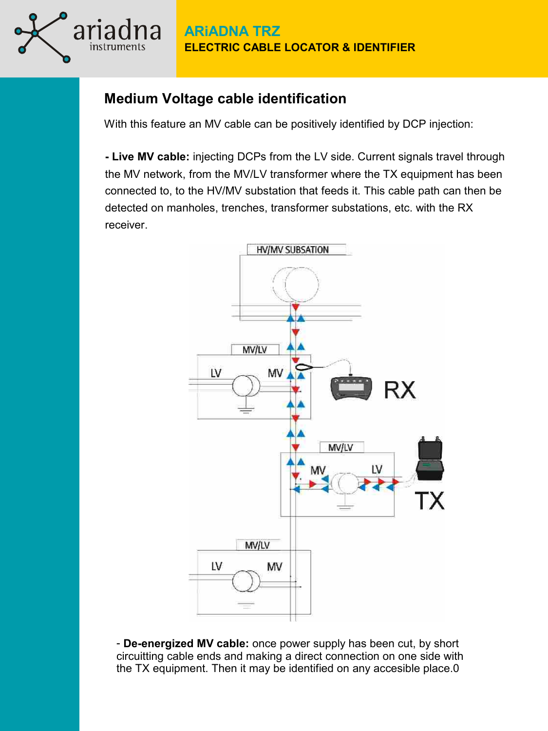## Medium Voltage cable identification

With this feature an MV cable can be positively identified by DCP injection:

**- Live MV cable:** injecting DCPs from the LV side. Current signals travel through the MV network, from the MV/LV transformer where the TX equipment has been connected to, to the HV/MV substation that feeds it. This cable path can then be detected on manholes, trenches, transformer substations, etc. with the RX receiver.

- **De-energized MV cable:** once power supply has been cut, by short circuitting cable ends and making a direct connection on one side with the TX equipment. Then it may be identified on any accesible place.0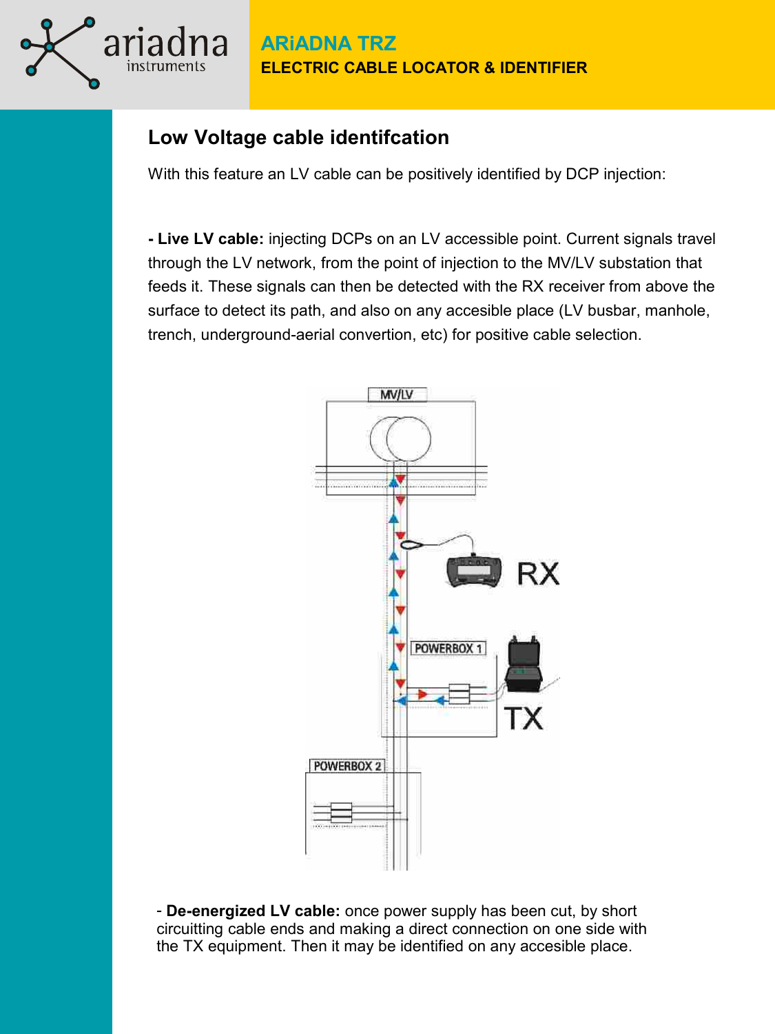## Low Voltage cable identifcation

With this feature an LV cable can be positively identified by DCP injection:

**- Live LV cable:** injecting DCPs on an LV accessible point. Current signals travel through the LV network, from the point of injection to the MV/LV substation that feeds it. These signals can then be detected with the RX receiver from above the surface to detect its path, and also on any accesible place (LV busbar, manhole, trench, underground-aerial convertion, etc) for positive cable selection.

- **De-energized LV cable:** once power supply has been cut, by short circuitting cable ends and making a direct connection on one side with the TX equipment. Then it may be identified on any accesible place.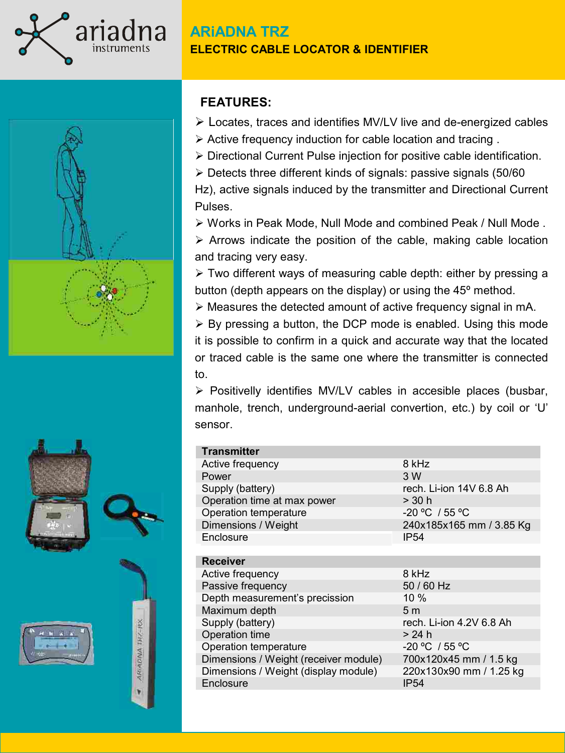ariadna instruments

# ARiADNA TRZ

## ELECTRIC CABLE LOCATOR & IDENTIFIER

### FEATURES:

- Locates, traces and identifies MV/LV live and de-energized cables
- Active frequency induction for cable location and tracing .
- Directional Current Pulse injection for positive cable identification.
- Detects three different kinds of signals: passive signals (50/60 Hz), active signals induced by the transmitter and Directional Current Pulses.
- Works in Peak Mode, Null Mode and combined Peak / Null Mode .
- Arrows indicate the position of the cable, making cable location and tracing very easy.
- Two different ways of measuring cable depth: either by pressing a button (depth appears on the display) or using the 45º method.
- Measures the detected amount of active frequency signal in mA.
- By pressing a button, the DCP mode is enabled. Using this mode it is possible to confirm in a quick and accurate way that the located or traced cable is the same one where the transmitter is connected to.
- Positivelly identifies MV/LV cables in accesible places (busbar, manhole, trench, underground-aerial convertion, etc.) by coil or 'U' sensor.

| **Transmitter** | |
|---|---|
| Active frequency | 8 kHz |
| Power | 3 W |
| Supply (battery) | rech. Li-ion 14V 6.8 Ah |
| Operation time at max power | > 30 h |
| Operation temperature | -20 ºC / 55 ºC |
| Dimensions / Weight | 240x185x165 mm / 3.85 Kg |
| Enclosure | IP54 |

| **Receiver** | |
|---|---|
| Active frequency | 8 kHz |
| Passive frequency | 50 / 60 Hz |
| Depth measurement's precission | 10 % |
| Maximum depth | 5 m |
| Supply (battery) | rech. Li-ion 4.2V 6.8 Ah |
| Operation time | > 24 h |
| Operation temperature | -20 ºC / 55 ºC |
| Dimensions / Weight (receiver module) | 700x120x45 mm / 1.5 kg |
| Dimensions / Weight (display module) | 220x130x90 mm / 1.25 kg |
| Enclosure | IP54 |